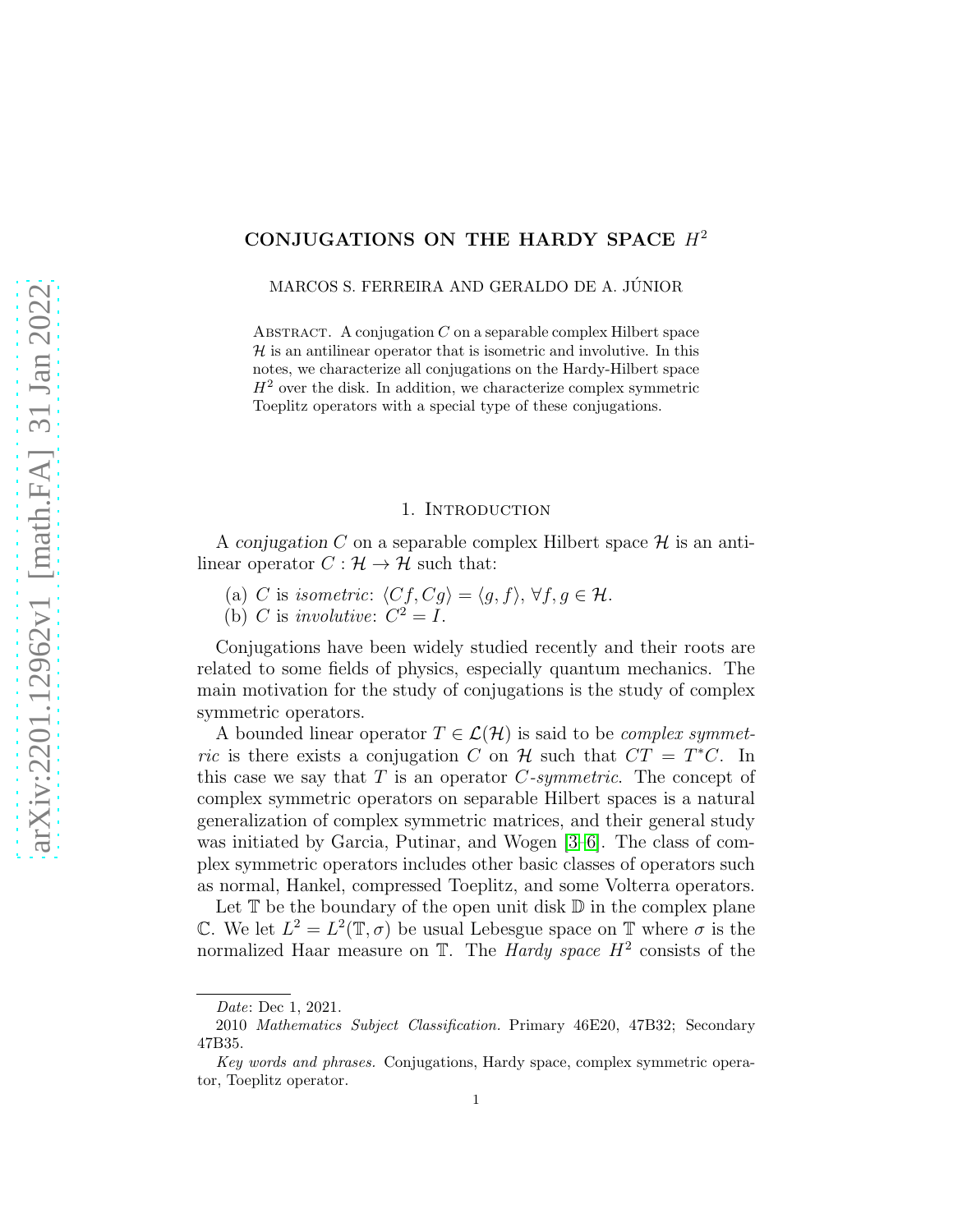# CONJUGATIONS ON THE HARDY SPACE $H^2$

MARCOS S. FERREIRA AND GERALDO DE A. JÚNIOR

Abstract. A conjugation $C$ on a separable complex Hilbert space $\mathcal{H}$ is an antilinear operator that is isometric and involutive. In this notes, we characterize all conjugations on the Hardy-Hilbert space $H^2$ over the disk. In addition, we characterize complex symmetric Toeplitz operators with a special type of these conjugations.

## 1. Introduction

A *conjugation* $C$ on a separable complex Hilbert space $\mathcal{H}$ is an antilinear operator $C : \mathcal{H} \to \mathcal{H}$ such that:

(a) $C$ is *isometric*: $\langle Cf, Cg \rangle = \langle g, f \rangle$, $\forall f, g \in \mathcal{H}$.
(b) $C$ is *involutive*: $C^2 = I$.

Conjugations have been widely studied recently and their roots are related to some fields of physics, especially quantum mechanics. The main motivation for the study of conjugations is the study of complex symmetric operators.

A bounded linear operator $T \in \mathcal{L}(\mathcal{H})$ is said to be *complex symmetric* is there exists a conjugation $C$ on $\mathcal{H}$ such that $CT = T^*C$. In this case we say that $T$ is an operator *C-symmetric*. The concept of complex symmetric operators on separable Hilbert spaces is a natural generalization of complex symmetric matrices, and their general study was initiated by Garcia, Putinar, and Wogen [3–6]. The class of complex symmetric operators includes other basic classes of operators such as normal, Hankel, compressed Toeplitz, and some Volterra operators.

Let $\mathbb{T}$ be the boundary of the open unit disk $\mathbb{D}$ in the complex plane $\mathbb{C}$. We let $L^2 = L^2(\mathbb{T}, \sigma)$ be usual Lebesgue space on $\mathbb{T}$ where $\sigma$ is the normalized Haar measure on $\mathbb{T}$. The *Hardy space* $H^2$ consists of the

*Date*: Dec 1, 2021.

2010 *Mathematics Subject Classification.* Primary 46E20, 47B32; Secondary 47B35.

*Key words and phrases.* Conjugations, Hardy space, complex symmetric operator, Toeplitz operator.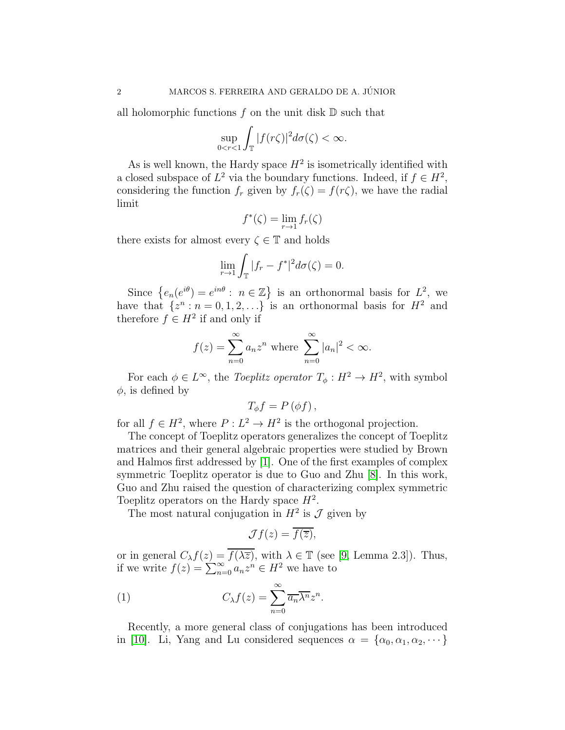all holomorphic functions $f$ on the unit disk $\mathbb{D}$ such that

$$\sup_{0<r<1} \int_{\mathbb{T}} |f(r\zeta)|^2 d\sigma(\zeta) < \infty.$$

As is well known, the Hardy space $H^2$ is isometrically identified with a closed subspace of $L^2$ via the boundary functions. Indeed, if $f \in H^2$, considering the function $f_r$ given by $f_r(\zeta) = f(r\zeta)$, we have the radial limit

$$f^*(\zeta) = \lim_{r\to 1} f_r(\zeta)$$

there exists for almost every $\zeta \in \mathbb{T}$ and holds

$$\lim_{r\to 1} \int_{\mathbb{T}} |f_r - f^*|^2 d\sigma(\zeta) = 0.$$

Since $\left\{e_n(e^{i\theta}) = e^{in\theta} : \, n \in \mathbb{Z}\right\}$ is an orthonormal basis for $L^2$, we have that $\{z^n : n = 0, 1, 2, \ldots\}$ is an orthonormal basis for $H^2$ and therefore $f \in H^2$ if and only if

$$f(z) = \sum_{n=0}^{\infty} a_n z^n \text{ where } \sum_{n=0}^{\infty} |a_n|^2 < \infty.$$

For each $\phi \in L^\infty$, the *Toeplitz operator* $T_\phi : H^2 \to H^2$, with symbol $\phi$, is defined by

$$T_\phi f = P\left(\phi f\right),$$

for all $f \in H^2$, where $P : L^2 \to H^2$ is the orthogonal projection.

The concept of Toeplitz operators generalizes the concept of Toeplitz matrices and their general algebraic properties were studied by Brown and Halmos first addressed by [1]. One of the first examples of complex symmetric Toeplitz operator is due to Guo and Zhu [8]. In this work, Guo and Zhu raised the question of characterizing complex symmetric Toeplitz operators on the Hardy space $H^2$.

The most natural conjugation in $H^2$ is $\mathcal{J}$ given by

$$\mathcal{J}f(z) = \overline{f(\overline{z})},$$

or in general $C_\lambda f(z) = \overline{f(\lambda\overline{z})}$, with $\lambda \in \mathbb{T}$ (see [9, Lemma 2.3]). Thus, if we write $f(z) = \sum_{n=0}^{\infty} a_n z^n \in H^2$ we have to

$$C_\lambda f(z) = \sum_{n=0}^{\infty} \overline{a_n}\,\overline{\lambda^n} z^n. \tag{1}$$

Recently, a more general class of conjugations has been introduced in [10]. Li, Yang and Lu considered sequences $\alpha = \{\alpha_0, \alpha_1, \alpha_2, \cdots\}$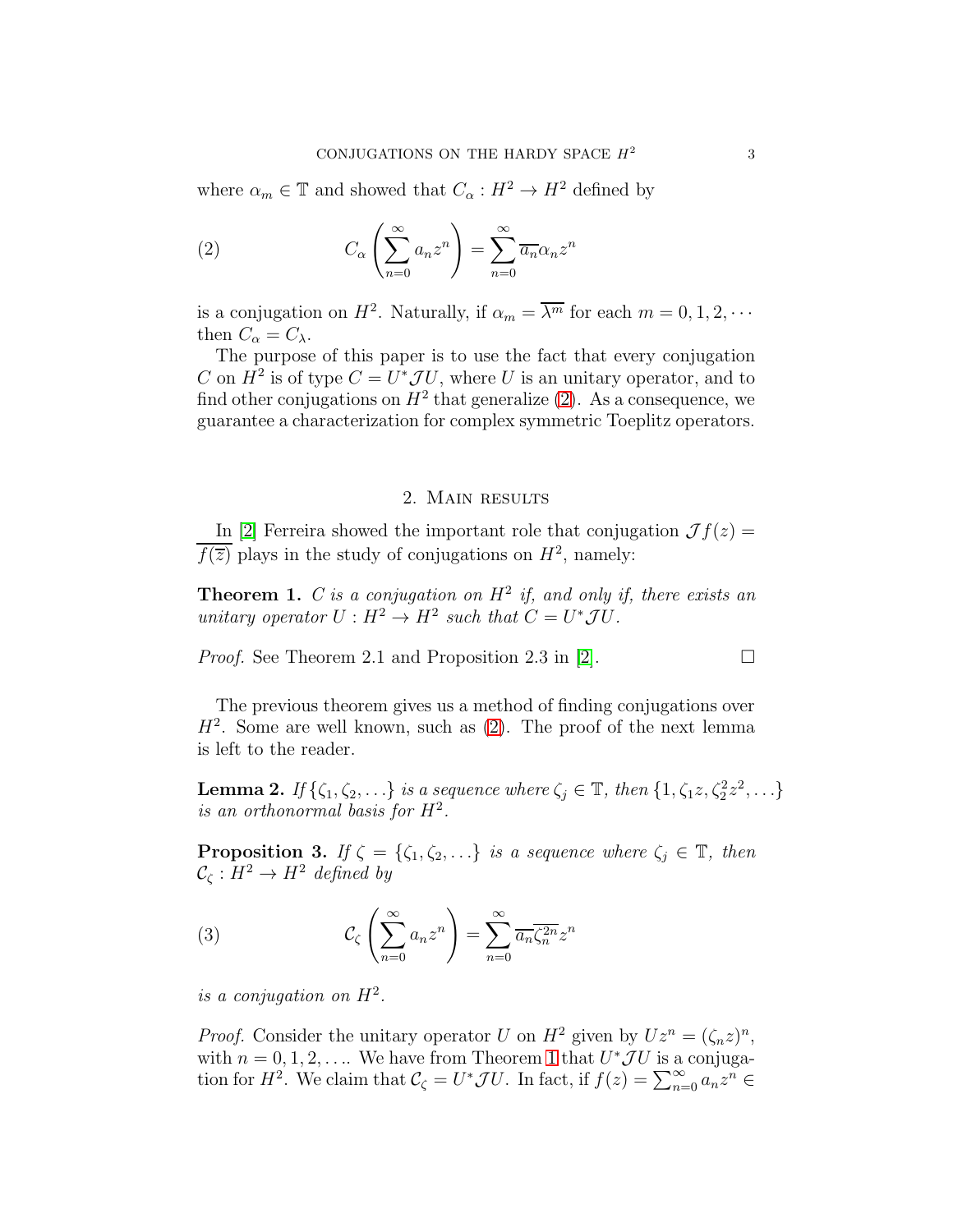where $\alpha_m \in \mathbb{T}$ and showed that $C_\alpha : H^2 \to H^2$ defined by

$$C_\alpha \left( \sum_{n=0}^{\infty} a_n z^n \right) = \sum_{n=0}^{\infty} \overline{a_n} \alpha_n z^n \tag{2}$$

is a conjugation on $H^2$. Naturally, if $\alpha_m = \overline{\lambda^m}$ for each $m = 0, 1, 2, \cdots$ then $C_\alpha = C_\lambda$.

The purpose of this paper is to use the fact that every conjugation $C$ on $H^2$ is of type $C = U^* \mathcal{J} U$, where $U$ is an unitary operator, and to find other conjugations on $H^2$ that generalize (2). As a consequence, we guarantee a characterization for complex symmetric Toeplitz operators.

## 2. Main results

In [2] Ferreira showed the important role that conjugation $\mathcal{J} f(z) = \overline{f(\overline{z})}$ plays in the study of conjugations on $H^2$, namely:

**Theorem 1.** *$C$ is a conjugation on $H^2$ if, and only if, there exists an unitary operator $U : H^2 \to H^2$ such that $C = U^* \mathcal{J} U$.*

*Proof.* See Theorem 2.1 and Proposition 2.3 in [2]. □

The previous theorem gives us a method of finding conjugations over $H^2$. Some are well known, such as (2). The proof of the next lemma is left to the reader.

**Lemma 2.** *If $\{\zeta_1, \zeta_2, \ldots\}$ is a sequence where $\zeta_j \in \mathbb{T}$, then $\{1, \zeta_1 z, \zeta_2^2 z^2, \ldots\}$ is an orthonormal basis for $H^2$.*

**Proposition 3.** *If $\zeta = \{\zeta_1, \zeta_2, \ldots\}$ is a sequence where $\zeta_j \in \mathbb{T}$, then $\mathcal{C}_\zeta : H^2 \to H^2$ defined by*

$$\mathcal{C}_\zeta \left( \sum_{n=0}^{\infty} a_n z^n \right) = \sum_{n=0}^{\infty} \overline{a_n} \overline{\zeta_n^{2n}} z^n \tag{3}$$

*is a conjugation on $H^2$.*

*Proof.* Consider the unitary operator $U$ on $H^2$ given by $U z^n = (\zeta_n z)^n$, with $n = 0, 1, 2, \ldots$. We have from Theorem 1 that $U^* \mathcal{J} U$ is a conjugation for $H^2$. We claim that $\mathcal{C}_\zeta = U^* \mathcal{J} U$. In fact, if $f(z) = \sum_{n=0}^{\infty} a_n z^n \in$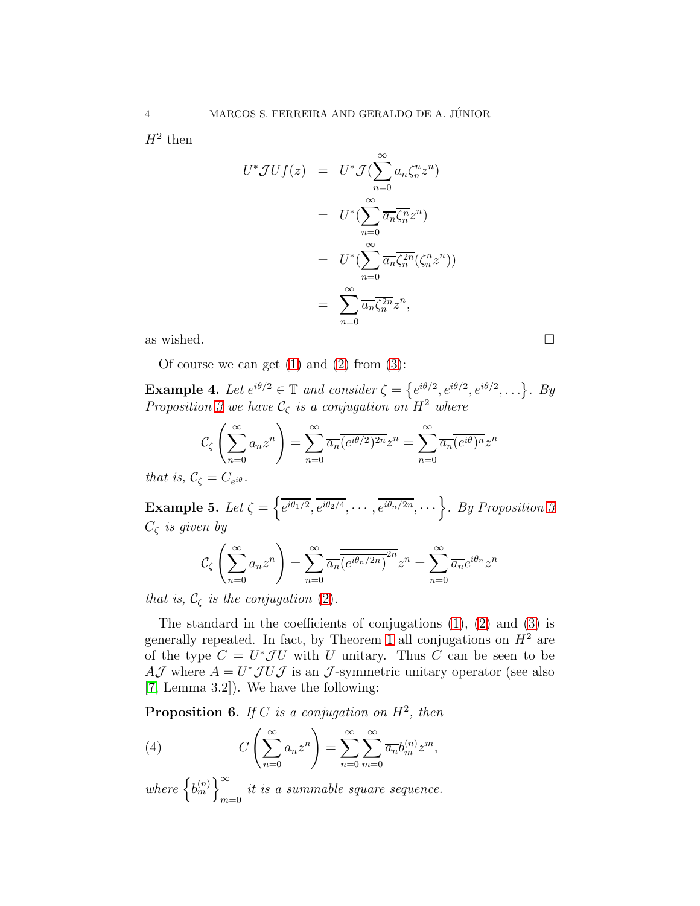$H^2$ then

$$
\begin{aligned}
U^*\mathcal{J}Uf(z) &= U^*\mathcal{J}(\sum_{n=0}^{\infty} a_n \zeta_n^n z^n) \\
&= U^*(\sum_{n=0}^{\infty} \overline{a_n}\overline{\zeta_n^n} z^n) \\
&= U^*(\sum_{n=0}^{\infty} \overline{a_n}\overline{\zeta_n^{2n}}(\zeta_n^n z^n)) \\
&= \sum_{n=0}^{\infty} \overline{a_n}\overline{\zeta_n^{2n}} z^n,
\end{aligned}
$$

as wished. □

Of course we can get (1) and (2) from (3):

**Example 4.** *Let $e^{i\theta/2} \in \mathbb{T}$ and consider $\zeta = \{e^{i\theta/2}, e^{i\theta/2}, e^{i\theta/2}, \ldots\}$. By Proposition 3 we have $\mathcal{C}_\zeta$ is a conjugation on $H^2$ where*

$$
\mathcal{C}_\zeta\left(\sum_{n=0}^{\infty} a_n z^n\right) = \sum_{n=0}^{\infty} \overline{a_n}\overline{(e^{i\theta/2})^{2n}} z^n = \sum_{n=0}^{\infty} \overline{a_n}\overline{(e^{i\theta})^n} z^n
$$

*that is, $\mathcal{C}_\zeta = C_{e^{i\theta}}$.*

**Example 5.** *Let $\zeta = \left\{\overline{e^{i\theta_1/2}}, \overline{e^{i\theta_2/4}}, \cdots, \overline{e^{i\theta_n/2n}}, \cdots\right\}$. By Proposition 3 $C_\zeta$ is given by*

$$
\mathcal{C}_\zeta\left(\sum_{n=0}^{\infty} a_n z^n\right) = \sum_{n=0}^{\infty} \overline{a_n}\overline{\overline{(e^{i\theta_n/2n})}^{2n}} z^n = \sum_{n=0}^{\infty} \overline{a_n} e^{i\theta_n} z^n
$$

*that is, $\mathcal{C}_\zeta$ is the conjugation (2).*

The standard in the coefficients of conjugations (1), (2) and (3) is generally repeated. In fact, by Theorem 1 all conjugations on $H^2$ are of the type $C = U^*\mathcal{J}U$ with $U$ unitary. Thus $C$ can be seen to be $A\mathcal{J}$ where $A = U^*\mathcal{J}U\mathcal{J}$ is an $\mathcal{J}$-symmetric unitary operator (see also [7, Lemma 3.2]). We have the following:

**Proposition 6.** *If $C$ is a conjugation on $H^2$, then*

$$
C\left(\sum_{n=0}^{\infty} a_n z^n\right) = \sum_{n=0}^{\infty}\sum_{m=0}^{\infty} \overline{a_n} b_m^{(n)} z^m, \tag{4}
$$

*where $\left\{b_m^{(n)}\right\}_{m=0}^{\infty}$ it is a summable square sequence.*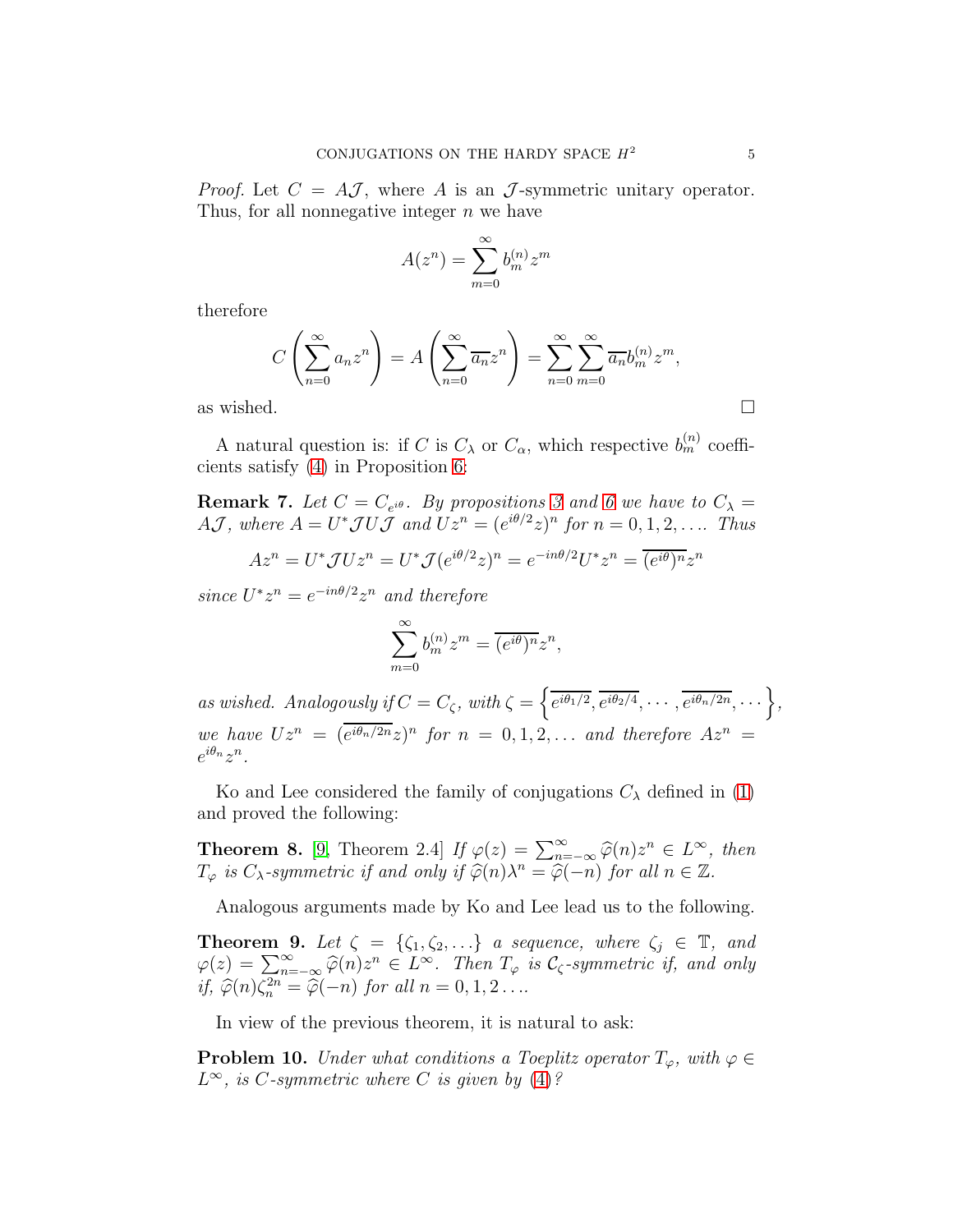*Proof.* Let $C = A\mathcal{J}$, where $A$ is an $\mathcal{J}$-symmetric unitary operator. Thus, for all nonnegative integer $n$ we have

$$A(z^n) = \sum_{m=0}^{\infty} b_m^{(n)} z^m$$

therefore

$$C\left(\sum_{n=0}^{\infty} a_n z^n\right) = A\left(\sum_{n=0}^{\infty} \overline{a_n} z^n\right) = \sum_{n=0}^{\infty}\sum_{m=0}^{\infty} \overline{a_n} b_m^{(n)} z^m,$$

as wished. □

A natural question is: if $C$ is $C_\lambda$ or $C_\alpha$, which respective $b_m^{(n)}$ coefficients satisfy (4) in Proposition 6:

**Remark 7.** *Let $C = C_{e^{i\theta}}$. By propositions 3 and 6 we have to $C_\lambda = A\mathcal{J}$, where $A = U^*\mathcal{J}U\mathcal{J}$ and $Uz^n = (e^{i\theta/2}z)^n$ for $n = 0, 1, 2, \ldots$. Thus*

$$Az^n = U^*\mathcal{J}Uz^n = U^*\mathcal{J}(e^{i\theta/2}z)^n = e^{-in\theta/2}U^*z^n = \overline{(e^{i\theta})^n} z^n$$

*since $U^*z^n = e^{-in\theta/2}z^n$ and therefore*

$$\sum_{m=0}^{\infty} b_m^{(n)} z^m = \overline{(e^{i\theta})^n} z^n,$$

*as wished. Analogously if $C = C_\zeta$, with $\zeta = \left\{\overline{e^{i\theta_1/2}}, \overline{e^{i\theta_2/4}}, \cdots, \overline{e^{i\theta_n/2n}}, \cdots\right\}$, we have $Uz^n = (\overline{e^{i\theta_n/2n}}z)^n$ for $n = 0, 1, 2, \ldots$ and therefore $Az^n = e^{i\theta_n} z^n$.*

Ko and Lee considered the family of conjugations $C_\lambda$ defined in (1) and proved the following:

**Theorem 8.** [9, Theorem 2.4] *If $\varphi(z) = \sum_{n=-\infty}^{\infty} \widehat{\varphi}(n) z^n \in L^\infty$, then $T_\varphi$ is $C_\lambda$-symmetric if and only if $\widehat{\varphi}(n)\lambda^n = \widehat{\varphi}(-n)$ for all $n \in \mathbb{Z}$.*

Analogous arguments made by Ko and Lee lead us to the following.

**Theorem 9.** *Let $\zeta = \{\zeta_1, \zeta_2, \ldots\}$ a sequence, where $\zeta_j \in \mathbb{T}$, and $\varphi(z) = \sum_{n=-\infty}^{\infty} \widehat{\varphi}(n) z^n \in L^\infty$. Then $T_\varphi$ is $\mathcal{C}_\zeta$-symmetric if, and only if, $\widehat{\varphi}(n)\zeta_n^{2n} = \widehat{\varphi}(-n)$ for all $n = 0, 1, 2 \ldots$.*

In view of the previous theorem, it is natural to ask:

**Problem 10.** *Under what conditions a Toeplitz operator $T_\varphi$, with $\varphi \in L^\infty$, is $C$-symmetric where $C$ is given by (4)?*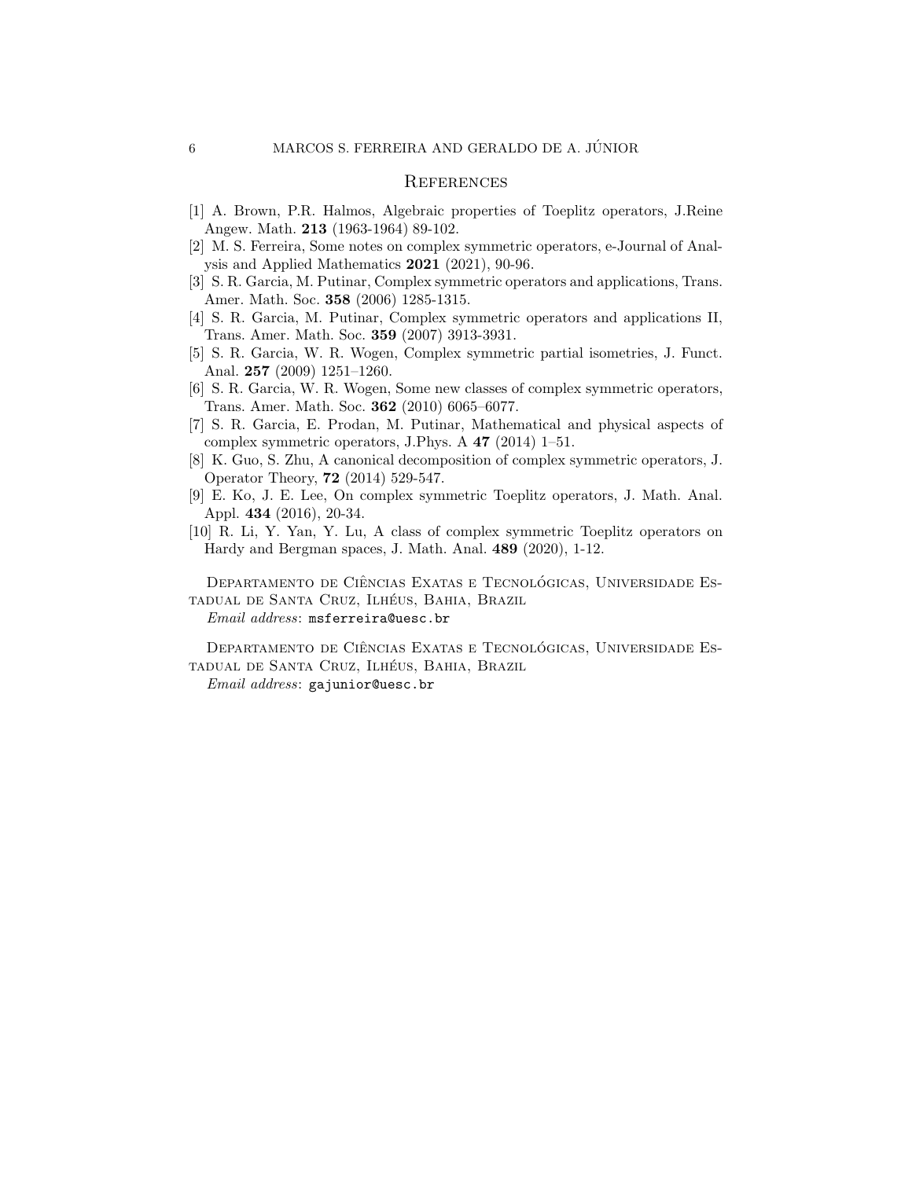## References

[1] A. Brown, P.R. Halmos, Algebraic properties of Toeplitz operators, J.Reine Angew. Math. **213** (1963-1964) 89-102.

[2] M. S. Ferreira, Some notes on complex symmetric operators, e-Journal of Analysis and Applied Mathematics **2021** (2021), 90-96.

[3] S. R. Garcia, M. Putinar, Complex symmetric operators and applications, Trans. Amer. Math. Soc. **358** (2006) 1285-1315.

[4] S. R. Garcia, M. Putinar, Complex symmetric operators and applications II, Trans. Amer. Math. Soc. **359** (2007) 3913-3931.

[5] S. R. Garcia, W. R. Wogen, Complex symmetric partial isometries, J. Funct. Anal. **257** (2009) 1251–1260.

[6] S. R. Garcia, W. R. Wogen, Some new classes of complex symmetric operators, Trans. Amer. Math. Soc. **362** (2010) 6065–6077.

[7] S. R. Garcia, E. Prodan, M. Putinar, Mathematical and physical aspects of complex symmetric operators, J.Phys. A **47** (2014) 1–51.

[8] K. Guo, S. Zhu, A canonical decomposition of complex symmetric operators, J. Operator Theory, **72** (2014) 529-547.

[9] E. Ko, J. E. Lee, On complex symmetric Toeplitz operators, J. Math. Anal. Appl. **434** (2016), 20-34.

[10] R. Li, Y. Yan, Y. Lu, A class of complex symmetric Toeplitz operators on Hardy and Bergman spaces, J. Math. Anal. **489** (2020), 1-12.

Departamento de Ciências Exatas e Tecnológicas, Universidade Estadual de Santa Cruz, Ilhéus, Bahia, Brazil

*Email address*: msferreira@uesc.br

Departamento de Ciências Exatas e Tecnológicas, Universidade Estadual de Santa Cruz, Ilhéus, Bahia, Brazil

*Email address*: gajunior@uesc.br